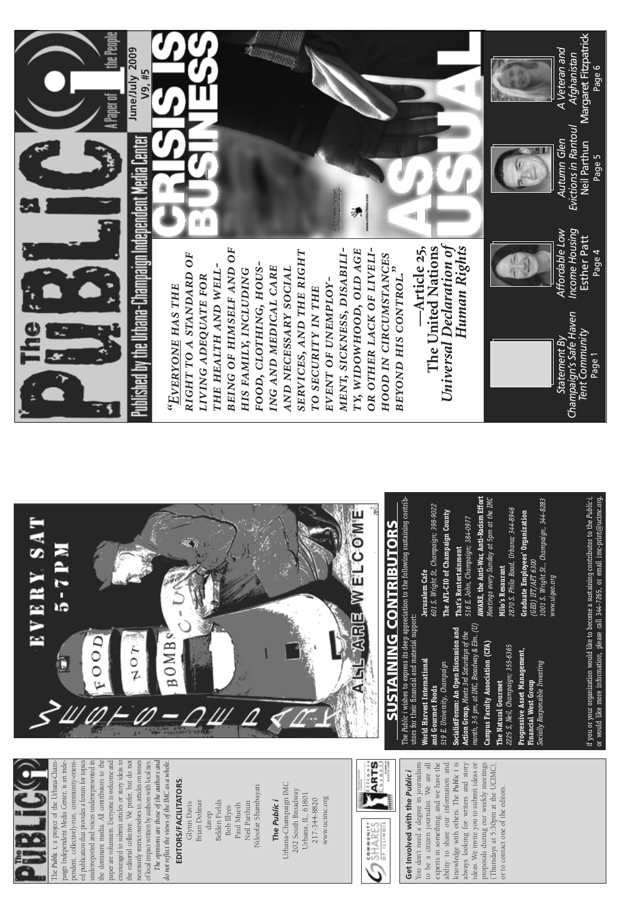# The Public i

**Published by the Urbana-Champaign Independent Media Center**

A Paper of the People

June/July 2009
V9, #5

# CRISIS IS BUSINESS AS USUAL

*"EVERYONE HAS THE RIGHT TO A STANDARD OF LIVING ADEQUATE FOR THE HEALTH AND WELL-BEING OF HIMSELF AND OF HIS FAMILY, INCLUDING FOOD, CLOTHING, HOUSING AND MEDICAL CARE AND NECESSARY SOCIAL SERVICES, AND THE RIGHT TO SECURITY IN THE EVENT OF UNEMPLOYMENT, SICKNESS, DISABILITY, WIDOWHOOD, OLD AGE OR OTHER LACK OF LIVELIHOOD IN CIRCUMSTANCES BEYOND HIS CONTROL."*

—Article 25, The United Nations *Universal Declaration of Human Rights*

*Statement By Champaign's Safe Haven Tent Community* — Page 1

*Affordable Low Income Housing* — Esther Patt — Page 4

*Autumn Glen Evictions in Rantoul* — Neil Parthun — Page 5

*A Veteran and Afghanistan* — Margaret Fitzpatrick — Page 6

---

## The Public i

The *Public i*, a project of the Urbana-Champaign Independent Media Center, is an independent, collectively-run, community-oriented publication that provides a forum for topics underreported and voices underrepresented in the dominant media. All contributors to the paper are volunteers. Everyone is welcome and encouraged to submit articles or story ideas to the editorial collective. We prefer, but do not necessarily restrict ourselves to, articles on issues of local impact written by authors with local ties.

*The opinions are those of the authors and do not reflect the views of the IMC as a whole.*

**EDITORS/FACILITATORS:**

Glynn Davis
Brian Dolinar
davep
Belden Fields
Bob Illyes
Paul Mueth
Neil Parthun
Niloofar Shambayati

**The *Public i***
Urbana-Champaign IMC
202 South Broadway
Urbana, IL 61801
217-344-8820
www.ucimc.org

**Get Involved with the *Public i***

You don't need a degree in journalism to be a citizen journalist. We are all experts in something, and we have the ability to share our information and knowledge with others. The *Public i* is always looking for writers and story ideas. We invite you to submit ideas or proposals during our weekly meetings (Thursdays at 5:30pm at the UCIMC), or to contact one of the editors.

---

WESTSIDE PARK

EVERY SAT 5-7 PM

FOOD NOT BOMBS C-U

ALL ARE WELCOME

---

## SUSTAINING CONTRIBUTORS

The *Public i* wishes to express its deep appreciation to the following sustaining contributors for their financial and material support:

**World Harvest International and Gourmet Foods**
*519 E. University, Champaign*

**SocialistForum: An Open Discussion and Action Group**, *Meets 3rd Saturdays of the month, 3-5 pm, at IMC, Broadway & Elm, (U)*

**Campus Faculty Association (CFA)**

**The Natural Gourmet**
*2225 S. Neil, Champaign; 355-6365*

**Progressive Asset Management, Financial West Group**
*Socially Responsible Investing*

**Jerusalem Cafe**
*601 S. Wright St, Champaign; 398-9022*

**The AFL-CIO of Champaign County**

**That's Rentertainment**
*516 E. John, Champaign; 384-0977*

**AWARE, the Anti-War, Anti-Racism Effort**
*Meetings every Sunday at 5pm at the IMC*

**Milo's Restaurant**
*2870 S. Philo Road, Urbana; 344-8946*

**Graduate Employees' Organization**
*(GEO) IFT/AFT 6300*
*1001 S. Wright St., Champaign, 344-8283*
*www.uigeo.org*

If you or your organization would like to become a sustaining contributor to the *Public i*, or would like more information, please call 344-7265, or email imc-print@ucimc.org.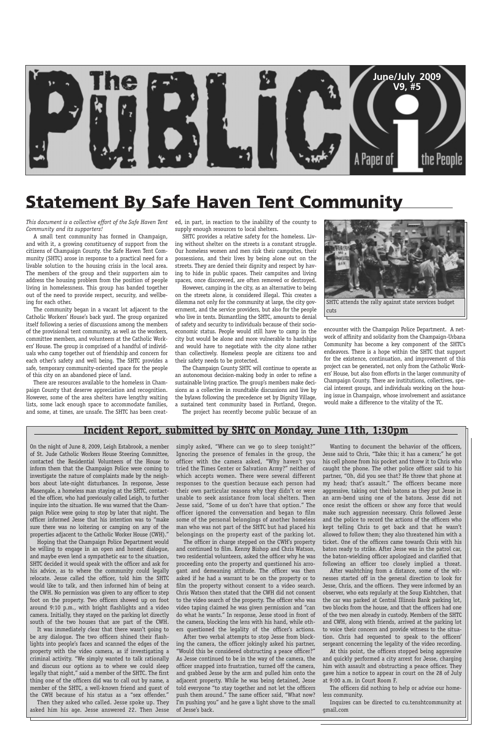# The Public i — A Paper of the People

June/July 2009
V9, #5

# Statement By Safe Haven Tent Community

*This document is a collective effort of the Safe Haven Tent Community and its supporters!*

A small tent community has formed in Champaign, and with it, a growing constituency of support from the citizens of Champaign County. The Safe Haven Tent Community (SHTC) arose in response to a practical need for a livable solution to the housing crisis in the local area. The members of the group and their supporters aim to address the housing problem from the position of people living in homelessness. This group has banded together out of the need to provide respect, security, and wellbeing for each other.

The community began in a vacant lot adjacent to the Catholic Workers' House's back yard. The group organized itself following a series of discussions among the members of the provisional tent community, as well as the workers, committee members, and volunteers at the Catholic Workers' House. The group is comprised of a handful of individuals who camp together out of friendship and concern for each other's safety and well being. The SHTC provides a safe, temporary community-oriented space for the people of this city on an abandoned piece of land.

There are resources available to the homeless in Champaign County that deserve appreciation and recognition. However, some of the area shelters have lengthy waiting lists, some lack enough space to accommodate families, and some, at times, are unsafe. The SHTC has been created, in part, in reaction to the inability of the county to supply enough resources to local shelters.

SHTC provides a relative safety for the homeless. Living without shelter on the streets is a constant struggle. Our homeless women and men risk their campsites, their possessions, and their lives by being alone out on the streets. They are denied their dignity and respect by having to hide in public spaces. Their campsites and living spaces, once discovered, are often removed or destroyed.

However, camping in the city, as an alternative to being on the streets alone, is considered illegal. This creates a dilemma not only for the community at large, the city government, and the service providers, but also for the people who live in tents. Dismantling the SHTC, amounts to denial of safety and security to individuals because of their socioeconomic status. People would still have to camp in the city but would be alone and more vulnerable to hardships and would have to negotiate with the city alone rather than collectively. Homeless people are citizens too and their safety needs to be protected.

The Champaign County SHTC will continue to operate as an autonomous decision-making body in order to refine a sustainable living practice. The group's members make decisions as a collective in roundtable discussions and live by the bylaws following the precedence set by Dignity Village, a sustained tent community based in Portland, Oregon.

The project has recently become public because of an encounter with the Champaign Police Department. A network of affinity and solidarity from the Champaign-Urbana Community has become a key component of the SHTC's endeavors. There is a hope within the SHTC that support for the existence, continuation, and improvement of this project can be generated, not only from the Catholic Workers' House, but also from efforts in the larger community of Champaign County. There are institutions, collectives, special interest groups, and individuals working on the housing issue in Champaign, whose involvement and assistance would make a difference to the vitality of the TC.

SHTC attends the rally against state services budget cuts

## Incident Report, submitted by SHTC on Monday, June 11th, 1:30pm

On the night of June 8, 2009, Leigh Estabrook, a member of St. Jude Catholic Workers House Steering Committee, contacted the Residential Volunteers of the House to inform them that the Champaign Police were coming to investigate the nature of complaints made by the neighbors about late-night disturbances. In response, Jesse Masengale, a homeless man staying at the SHTC, contacted the officer, who had previously called Leigh, to further inquire into the situation. He was warned that the Champaign Police were going to stop by later that night. The officer informed Jesse that his intention was to "make sure there was no loitering or camping on any of the properties adjacent to the Catholic Worker House (CWH)."

Hoping that the Champaign Police Department would be willing to engage in an open and honest dialogue, and maybe even lend a sympathetic ear to the situation, SHTC decided it would speak with the officer and ask for his advice, as to where the community could legally relocate. Jesse called the officer, told him the SHTC would like to talk, and then informed him of being at the CWH. No permission was given to any officer to step foot on the property. Two officers showed up on foot around 9:10 p.m., with bright flashlights and a video camera. Initially, they stayed on the parking lot directly south of the two houses that are part of the CWH.

It was immediately clear that there wasn't going to be any dialogue. The two officers shined their flashlights into people's faces and scanned the edges of the property with the video camera, as if investigating a criminal activity. "We simply wanted to talk rationally and discuss our options as to where we could sleep legally that night," said a member of the SHTC. The first thing one of the officers did was to call out by name, a member of the SHTC, a well-known friend and guest of the CWH because of his status as a "sex offender."

Then they asked who called. Jesse spoke up. They asked him his age. Jesse answered 22. Then Jesse simply asked, "Where can we go to sleep tonight?" Ignoring the presence of females in the group, the officer with the camera asked, "Why haven't you tried the Times Center or Salvation Army?" neither of which accepts women. There were several different responses to the question because each person had their own particular reasons why they didn't or were unable to seek assistance from local shelters. Then Jesse said, "Some of us don't have that option." The officer ignored the conversation and began to film some of the personal belongings of another homeless man who was not part of the SHTC but had placed his belongings on the property east of the parking lot.

The officer in charge stepped on the CWH's property and continued to film. Kenny Bishop and Chris Watson, two residential volunteers, asked the officer why he was proceeding onto the property and questioned his arrogant and demeaning attitude. The officer was then asked if he had a warrant to be on the property or to film the property without consent to a video search. Chris Watson then stated that the CWH did not consent to the video search of the property. The officer who was video taping claimed he was given permission and "can do what he wants." In response, Jesse stood in front of the camera, blocking the lens with his hand, while others questioned the legality of the officer's actions.

After two verbal attempts to stop Jesse from blocking the camera, the officer jokingly asked his partner, "Would this be considered obstructing a peace officer?" As Jesse continued to be in the way of the camera, the officer snapped into frustration, turned off the camera, and grabbed Jesse by the arm and pulled him onto the adjacent property. While he was being detained, Jesse told everyone "to stay together and not let the officers push them around." The same officer said, "What now? I'm pushing you" and he gave a light shove to the small of Jesse's back.

Wanting to document the behavior of the officers, Jesse said to Chris, "Take this; it has a camera;" he got his cell phone from his pocket and threw it to Chris who caught the phone. The other police officer said to his partner, "Oh, did you see that? He threw that phone at my head; that's assault." The officers became more aggressive, taking out their batons as they put Jesse in an arm-bend using one of the batons. Jesse did not once resist the officers or show any force that would make such aggression necessary. Chris followed Jesse and the police to record the actions of the officers who kept telling Chris to get back and that he wasn't allowed to follow them; they also threatened him with a ticket. One of the officers came towards Chris with his baton ready to strike. After Jesse was in the patrol car, the baton-wielding officer apologized and clarified that following an officer too closely implied a threat.

After washtching from a distance, some of the witnesses started off in the general direction to look for Jesse, Chris, and the officers. They were informed by an observer, who eats regularly at the Soup Kishtchen, that the car was parked at Central Illinois Bank parking lot, two blocks from the house, and that the officers had one of the two men already in custody. Members of the SHTC and CWH, along with friends, arrived at the parking lot to voice their concern and provide witness to the situation. Chris had requested to speak to the officers' sergeant concerning the legality of the video recording.

At this point, the officers stopped being aggressive and quickly performed a city arrest for Jesse, charging him with assault and obstructing a peace officer. They gave him a notice to appear in court on the 28 of July at 9:00 a.m. in Court Room F.

The officers did nothing to help or advise our homeless community.

Inquires can be directed to cu.tenshtcommunity at gmail.com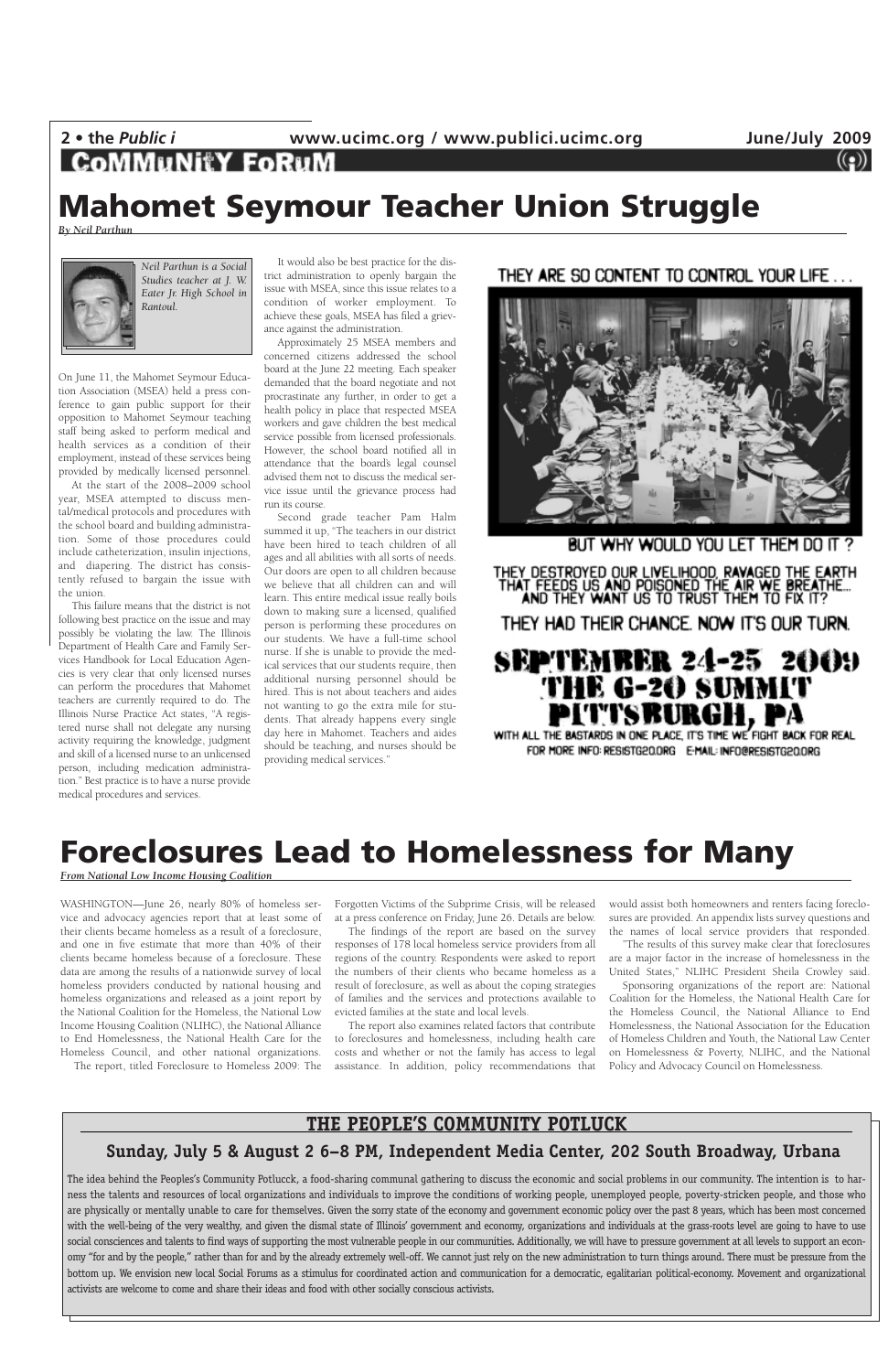## CoMMuNiTY FoRuM

# Mahomet Seymour Teacher Union Struggle

*By Neil Parthun*

*Neil Parthun is a Social Studies teacher at J. W. Eater Jr. High School in Rantoul.*

On June 11, the Mahomet Seymour Education Association (MSEA) held a press conference to gain public support for their opposition to Mahomet Seymour teaching staff being asked to perform medical and health services as a condition of their employment, instead of these services being provided by medically licensed personnel.

At the start of the 2008–2009 school year, MSEA attempted to discuss mental/medical protocols and procedures with the school board and building administration. Some of those procedures could include catheterization, insulin injections, and diapering. The district has consistently refused to bargain the issue with the union.

This failure means that the district is not following best practice on the issue and may possibly be violating the law. The Illinois Department of Health Care and Family Services Handbook for Local Education Agencies is very clear that only licensed nurses can perform the procedures that Mahomet teachers are currently required to do. The Illinois Nurse Practice Act states, "A registered nurse shall not delegate any nursing activity requiring the knowledge, judgment and skill of a licensed nurse to an unlicensed person, including medication administration." Best practice is to have a nurse provide medical procedures and services.

It would also be best practice for the district administration to openly bargain the issue with MSEA, since this issue relates to a condition of worker employment. To achieve these goals, MSEA has filed a grievance against the administration.

Approximately 25 MSEA members and concerned citizens addressed the school board at the June 22 meeting. Each speaker demanded that the board negotiate and not procrastinate any further, in order to get a health policy in place that respected MSEA workers and gave children the best medical service possible from licensed professionals. However, the school board notified all in attendance that the board's legal counsel advised them not to discuss the medical service issue until the grievance process had run its course.

Second grade teacher Pam Halm summed it up, "The teachers in our district have been hired to teach children of all ages and all abilities with all sorts of needs. Our doors are open to all children because we believe that all children can and will learn. This entire medical issue really boils down to making sure a licensed, qualified person is performing these procedures on our students. We have a full-time school nurse. If she is unable to provide the medical services that our students require, then additional nursing personnel should be hired. This is not about teachers and aides not wanting to go the extra mile for students. That already happens every single day here in Mahomet. Teachers and aides should be teaching, and nurses should be providing medical services."

THEY ARE SO CONTENT TO CONTROL YOUR LIFE . . .

BUT WHY WOULD YOU LET THEM DO IT ?

THEY DESTROYED OUR LIVELIHOOD, RAVAGED THE EARTH THAT FEEDS US AND POISONED THE AIR WE BREATHE... AND THEY WANT US TO TRUST THEM TO FIX IT?

THEY HAD THEIR CHANCE. NOW IT'S OUR TURN.

**SEPTEMBER 24-25 2009**
**THE G-20 SUMMIT**
**PITTSBURGH, PA**

WITH ALL THE BASTARDS IN ONE PLACE, IT'S TIME WE FIGHT BACK FOR REAL

FOR MORE INFO: RESISTG20.ORG E-MAIL: INFO@RESISTG20.ORG

# Foreclosures Lead to Homelessness for Many

*From National Low Income Housing Coalition*

WASHINGTON—June 26, nearly 80% of homeless service and advocacy agencies report that at least some of their clients became homeless as a result of a foreclosure, and one in five estimate that more than 40% of their clients became homeless because of a foreclosure. These data are among the results of a nationwide survey of local homeless providers conducted by national housing and homeless organizations and released as a joint report by the National Coalition for the Homeless, the National Low Income Housing Coalition (NLIHC), the National Alliance to End Homelessness, the National Health Care for the Homeless Council, and other national organizations.

The report, titled Foreclosure to Homeless 2009: The Forgotten Victims of the Subprime Crisis, will be released at a press conference on Friday, June 26. Details are below.

The findings of the report are based on the survey responses of 178 local homeless service providers from all regions of the country. Respondents were asked to report the numbers of their clients who became homeless as a result of foreclosure, as well as about the coping strategies of families and the services and protections available to evicted families at the state and local levels.

The report also examines related factors that contribute to foreclosures and homelessness, including health care costs and whether or not the family has access to legal assistance. In addition, policy recommendations that would assist both homeowners and renters facing foreclosures are provided. An appendix lists survey questions and the names of local service providers that responded.

"The results of this survey make clear that foreclosures are a major factor in the increase of homelessness in the United States," NLIHC President Sheila Crowley said.

Sponsoring organizations of the report are: National Coalition for the Homeless, the National Health Care for the Homeless Council, the National Alliance to End Homelessness, the National Association for the Education of Homeless Children and Youth, the National Law Center on Homelessness & Poverty, NLIHC, and the National Policy and Advocacy Council on Homelessness.

## THE PEOPLE'S COMMUNITY POTLUCK

### Sunday, July 5 & August 2 6–8 PM, Independent Media Center, 202 South Broadway, Urbana

The idea behind the Peoples's Community Potlucck, a food-sharing communal gathering to discuss the economic and social problems in our community. The intention is to harness the talents and resources of local organizations and individuals to improve the conditions of working people, unemployed people, poverty-stricken people, and those who are physically or mentally unable to care for themselves. Given the sorry state of the economy and government economic policy over the past 8 years, which has been most concerned with the well-being of the very wealthy, and given the dismal state of Illinois' government and economy, organizations and individuals at the grass-roots level are going to have to use social consciences and talents to find ways of supporting the most vulnerable people in our communities. Additionally, we will have to pressure government at all levels to support an economy "for and by the people," rather than for and by the already extremely well-off. We cannot just rely on the new administration to turn things around. There must be pressure from the bottom up. We envision new local Social Forums as a stimulus for coordinated action and communication for a democratic, egalitarian political-economy. Movement and organizational activists are welcome to come and share their ideas and food with other socially conscious activists.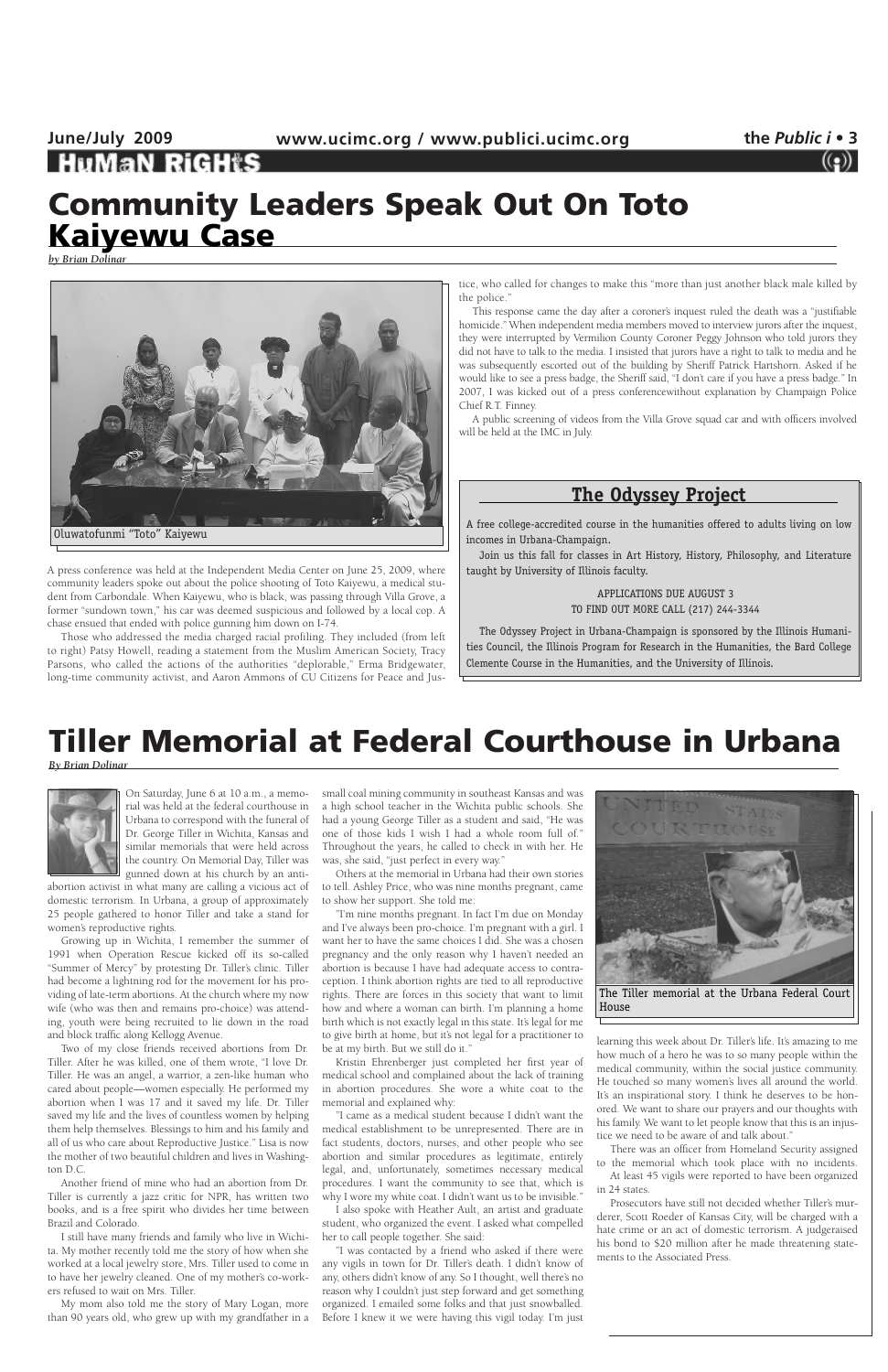# Community Leaders Speak Out On Toto Kaiyewu Case

*by Brian Dolinar*

Oluwatofunmi "Toto" Kaiyewu

A press conference was held at the Independent Media Center on June 25, 2009, where community leaders spoke out about the police shooting of Toto Kaiyewu, a medical student from Carbondale. When Kaiyewu, who is black, was passing through Villa Grove, a former "sundown town," his car was deemed suspicious and followed by a local cop. A chase ensued that ended with police gunning him down on I-74.

Those who addressed the media charged racial profiling. They included (from left to right) Patsy Howell, reading a statement from the Muslim American Society, Tracy Parsons, who called the actions of the authorities "deplorable," Erma Bridgewater, long-time community activist, and Aaron Ammons of CU Citizens for Peace and Justice, who called for changes to make this "more than just another black male killed by the police."

This response came the day after a coroner's inquest ruled the death was a "justifiable homicide." When independent media members moved to interview jurors after the inquest, they were interrupted by Vermilion County Coroner Peggy Johnson who told jurors they did not have to talk to the media. I insisted that jurors have a right to talk to media and he was subsequently escorted out of the building by Sheriff Patrick Hartshorn. Asked if he would like to see a press badge, the Sheriff said, "I don't care if you have a press badge." In 2007, I was kicked out of a press conferencewithout explanation by Champaign Police Chief R.T. Finney.

A public screening of videos from the Villa Grove squad car and with officers involved will be held at the IMC in July.

## The Odyssey Project

A free college-accredited course in the humanities offered to adults living on low incomes in Urbana-Champaign.

Join us this fall for classes in Art History, History, Philosophy, and Literature taught by University of Illinois faculty.

APPLICATIONS DUE AUGUST 3
TO FIND OUT MORE CALL (217) 244-3344

The Odyssey Project in Urbana-Champaign is sponsored by the Illinois Humanities Council, the Illinois Program for Research in the Humanities, the Bard College Clemente Course in the Humanities, and the University of Illinois.

# Tiller Memorial at Federal Courthouse in Urbana

*By Brian Dolinar*

On Saturday, June 6 at 10 a.m., a memorial was held at the federal courthouse in Urbana to correspond with the funeral of Dr. George Tiller in Wichita, Kansas and similar memorials that were held across the country. On Memorial Day, Tiller was gunned down at his church by an anti-abortion activist in what many are calling a vicious act of domestic terrorism. In Urbana, a group of approximately 25 people gathered to honor Tiller and take a stand for women's reproductive rights.

Growing up in Wichita, I remember the summer of 1991 when Operation Rescue kicked off its so-called "Summer of Mercy" by protesting Dr. Tiller's clinic. Tiller had become a lightning rod for the movement for his providing of late-term abortions. At the church where my now wife (who was then and remains pro-choice) was attending, youth were being recruited to lie down in the road and block traffic along Kellogg Avenue.

Two of my close friends received abortions from Dr. Tiller. After he was killed, one of them wrote, "I love Dr. Tiller. He was an angel, a warrior, a zen-like human who cared about people—women especially. He performed my abortion when I was 17 and it saved my life. Dr. Tiller saved my life and the lives of countless women by helping them help themselves. Blessings to him and his family and all of us who care about Reproductive Justice." Lisa is now the mother of two beautiful children and lives in Washington D.C.

Another friend of mine who had an abortion from Dr. Tiller is currently a jazz critic for NPR, has written two books, and is a free spirit who divides her time between Brazil and Colorado.

I still have many friends and family who live in Wichita. My mother recently told me the story of how when she worked at a local jewelry store, Mrs. Tiller used to come in to have her jewelry cleaned. One of my mother's co-workers refused to wait on Mrs. Tiller.

My mom also told me the story of Mary Logan, more than 90 years old, who grew up with my grandfather in a small coal mining community in southeast Kansas and was a high school teacher in the Wichita public schools. She had a young George Tiller as a student and said, "He was one of those kids I wish I had a whole room full of." Throughout the years, he called to check in with her. He was, she said, "just perfect in every way."

Others at the memorial in Urbana had their own stories to tell. Ashley Price, who was nine months pregnant, came to show her support. She told me:

"I'm nine months pregnant. In fact I'm due on Monday and I've always been pro-choice. I'm pregnant with a girl. I want her to have the same choices I did. She was a chosen pregnancy and the only reason why I haven't needed an abortion is because I have had adequate access to contraception. I think abortion rights are tied to all reproductive rights. There are forces in this society that want to limit how and where a woman can birth. I'm planning a home birth which is not exactly legal in this state. It's legal for me to give birth at home, but it's not legal for a practitioner to be at my birth. But we still do it."

Kristin Ehrenberger just completed her first year of medical school and complained about the lack of training in abortion procedures. She wore a white coat to the memorial and explained why:

"I came as a medical student because I didn't want the medical establishment to be unrepresented. There are in fact students, doctors, nurses, and other people who see abortion and similar procedures as legitimate, entirely legal, and, unfortunately, sometimes necessary medical procedures. I want the community to see that, which is why I wore my white coat. I didn't want us to be invisible."

I also spoke with Heather Ault, an artist and graduate student, who organized the event. I asked what compelled her to call people together. She said:

"I was contacted by a friend who asked if there were any vigils in town for Dr. Tiller's death. I didn't know of any, others didn't know of any. So I thought, well there's no reason why I couldn't just step forward and get something organized. I emailed some folks and that just snowballed. Before I knew it we were having this vigil today. I'm just learning this week about Dr. Tiller's life. It's amazing to me how much of a hero he was to so many people within the medical community, within the social justice community. He touched so many women's lives all around the world. It's an inspirational story. I think he deserves to be honored. We want to share our prayers and our thoughts with his family. We want to let people know that this is an injustice we need to be aware of and talk about."

The Tiller memorial at the Urbana Federal Court House

There was an officer from Homeland Security assigned to the memorial which took place with no incidents.

At least 45 vigils were reported to have been organized in 24 states.

Prosecutors have still not decided whether Tiller's murderer, Scott Roeder of Kansas City, will be charged with a hate crime or an act of domestic terrorism. A judge raised his bond to $20 million after he made threatening statements to the Associated Press.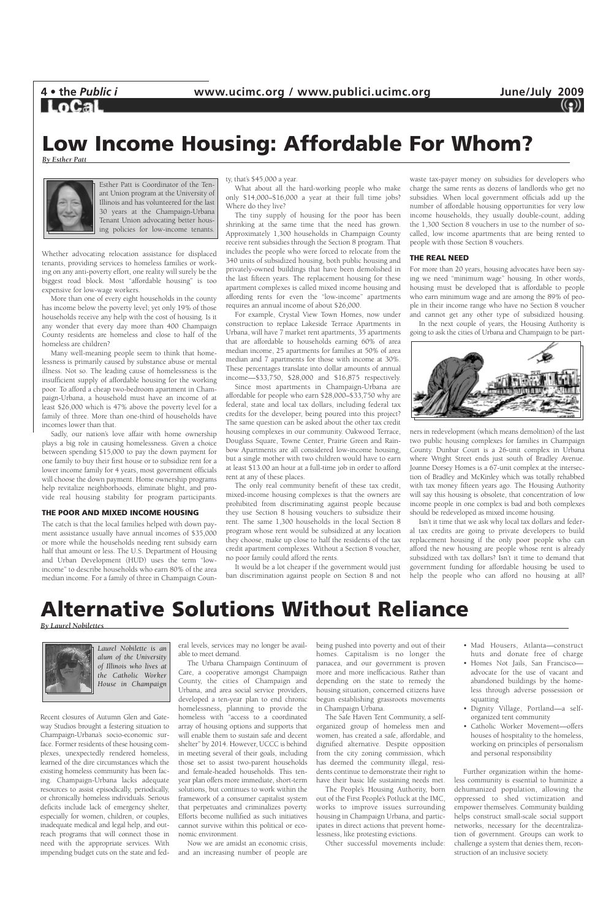# Low Income Housing: Affordable For Whom?

*By Esther Patt*

Esther Patt is Coordinator of the Tenant Union program at the University of Illinois and has volunteered for the last 30 years at the Champaign-Urbana Tenant Union advocating better housing policies for low-income tenants.

Whether advocating relocation assistance for displaced tenants, providing services to homeless families or working on any anti-poverty effort, one reality will surely be the biggest road block. Most "affordable housing" is too expensive for low-wage workers.

More than one of every eight households in the county has income below the poverty level; yet only 19% of those households receive any help with the cost of housing. Is it any wonder that every day more than 400 Champaign County residents are homeless and close to half of the homeless are children?

Many well-meaning people seem to think that homelessness is primarily caused by substance abuse or mental illness. Not so. The leading cause of homelessness is the insufficient supply of affordable housing for the working poor. To afford a cheap two-bedroom apartment in Champaign-Urbana, a household must have an income of at least $26,000 which is 47% above the poverty level for a family of three. More than one-third of households have incomes lower than that.

Sadly, our nation's love affair with home ownership plays a big role in causing homelessness. Given a choice between spending $15,000 to pay the down payment for one family to buy their first house or to subsidize rent for a lower income family for 4 years, most government officials will choose the down payment. Home ownership programs help revitalize neighborhoods, eliminate blight, and provide real housing stability for program participants.

### THE POOR AND MIXED INCOME HOUSING

The catch is that the local families helped with down payment assistance usually have annual incomes of $35,000 or more while the households needing rent subsidy earn half that amount or less. The U.S. Department of Housing and Urban Development (HUD) uses the term "low-income" to describe households who earn 80% of the area median income. For a family of three in Champaign County, that's $45,000 a year.

What about all the hard-working people who make only $14,000–$16,000 a year at their full time jobs? Where do they live?

The tiny supply of housing for the poor has been shrinking at the same time that the need has grown. Approximately 1,300 households in Champaign County receive rent subsidies through the Section 8 program. That includes the people who were forced to relocate from the 340 units of subsidized housing, both public housing and privately-owned buildings that have been demolished in the last fifteen years. The replacement housing for these apartment complexes is called mixed income housing and affording rents for even the "low-income" apartments requires an annual income of about $26,000.

For example, Crystal View Town Homes, now under construction to replace Lakeside Terrace Apartments in Urbana, will have 7 market rent apartments, 35 apartments that are affordable to households earning 60% of area median income, 25 apartments for families at 50% of area median and 7 apartments for those with income at 30%. These percentages translate into dollar amounts of annual income—$33,750, $28,000 and $16,875 respectively.

Since most apartments in Champaign-Urbana are affordable for people who earn $28,000–$33,750 why are federal, state and local tax dollars, including federal tax credits for the developer, being poured into this project? The same question can be asked about the other tax credit housing complexes in our community. Oakwood Terrace, Douglass Square, Towne Center, Prairie Green and Rainbow Apartments are all considered low-income housing, but a single mother with two children would have to earn at least $13.00 an hour at a full-time job in order to afford rent at any of these places.

The only real community benefit of these tax credit, mixed-income housing complexes is that the owners are prohibited from discriminating against people because they use Section 8 housing vouchers to subsidize their rent. The same 1,300 households in the local Section 8 program whose rent would be subsidized at any location they choose, make up close to half the residents of the tax credit apartment complexes. Without a Section 8 voucher, no poor family could afford the rents.

It would be a lot cheaper if the government would just ban discrimination against people on Section 8 and not waste tax-payer money on subsidies for developers who charge the same rents as dozens of landlords who get no subsidies. When local government officials add up the number of affordable housing opportunities for very low income households, they usually double-count, adding the 1,300 Section 8 vouchers in use to the number of so-called, low income apartments that are being rented to people with those Section 8 vouchers.

### THE REAL NEED

For more than 20 years, housing advocates have been saying we need "minimum wage" housing. In other words, housing must be developed that is affordable to people who earn minimum wage and are among the 89% of people in their income range who have no Section 8 voucher and cannot get any other type of subsidized housing.

In the next couple of years, the Housing Authority is going to ask the cities of Urbana and Champaign to be partners in redevelopment (which means demolition) of the last two public housing complexes for families in Champaign County. Dunbar Court is a 26-unit complex in Urbana where Wright Street ends just south of Bradley Avenue. Joanne Dorsey Homes is a 67-unit complex at the intersection of Bradley and McKinley which was totally rehabbed with tax money fifteen years ago. The Housing Authority will say this housing is obsolete, that concentration of low income people in one complex is bad and both complexes should be redeveloped as mixed income housing.

Isn't it time that we ask why local tax dollars and federal tax credits are going to private developers to build replacement housing if the only poor people who can afford the new housing are people whose rent is already subsidized with tax dollars? Isn't it time to demand that government funding for affordable housing be used to help the people who can afford no housing at all?

# Alternative Solutions Without Reliance

*By Laurel Nobilettes*

*Laurel Nobilette is an alum of the University of Illinois who lives at the Catholic Worker House in Champaign*

Recent closures of Autumn Glen and Gateway Studios brought a festering situation to Champaign-Urbana's socio-economic surface. Former residents of these housing complexes, unexpectedly rendered homeless, learned of the dire circumstances which the existing homeless community has been facing. Champaign-Urbana lacks adequate resources to assist episodically, periodically, or chronically homeless individuals. Serious deficits include lack of emergency shelter, especially for women, children, or couples, inadequate medical and legal help, and outreach programs that will connect those in need with the appropriate services. With impending budget cuts on the state and federal levels, services may no longer be available to meet demand.

The Urbana Champaign Continuum of Care, a cooperative amongst Champaign County, the cities of Champaign and Urbana, and area social service providers, developed a ten-year plan to end chronic homelessness, planning to provide the homeless with "access to a coordinated array of housing options and supports that will enable them to sustain safe and decent shelter" by 2014. However, UCCC is behind in meeting several of their goals, including those set to assist two-parent households and female-headed households. This ten-year plan offers more immediate, short-term solutions, but continues to work within the framework of a consumer capitalist system that perpetuates and criminalizes poverty. Efforts become nullified as such initiatives cannot survive within this political or economic environment.

Now we are amidst an economic crisis, and an increasing number of people are being pushed into poverty and out of their homes. Capitalism is no longer the panacea, and our government is proven more and more inefficacious. Rather than depending on the state to remedy the housing situation, concerned citizens have begun establishing grassroots movements in Champaign Urbana.

The Safe Haven Tent Community, a self-organized group of homeless men and women, has created a safe, affordable, and dignified alternative. Despite opposition from the city zoning commission, which has deemed the community illegal, residents continue to demonstrate their right to have their basic life sustaining needs met.

The People's Housing Authority, born out of the First People's Potluck at the IMC, works to improve issues surrounding housing in Champaign Urbana, and participates in direct actions that prevent homelessness, like protesting evictions.

Other successful movements include:

- Mad Housers, Atlanta—construct huts and donate free of charge
- Homes Not Jails, San Francisco—advocate for the use of vacant and abandoned buildings by the homeless through adverse possession or squatting
- Dignity Village, Portland—a self-organized tent community
- Catholic Worker Movement—offers houses of hospitality to the homeless, working on principles of personalism and personal responsibility

Further organization within the homeless community is essential to huminize a dehumanized population, allowing the oppressed to shed victimization and empower themselves. Community building helps construct small-scale social support networks, necessary for the decentralization of government. Groups can work to challenge a system that denies them, reconstruction of an inclusive society.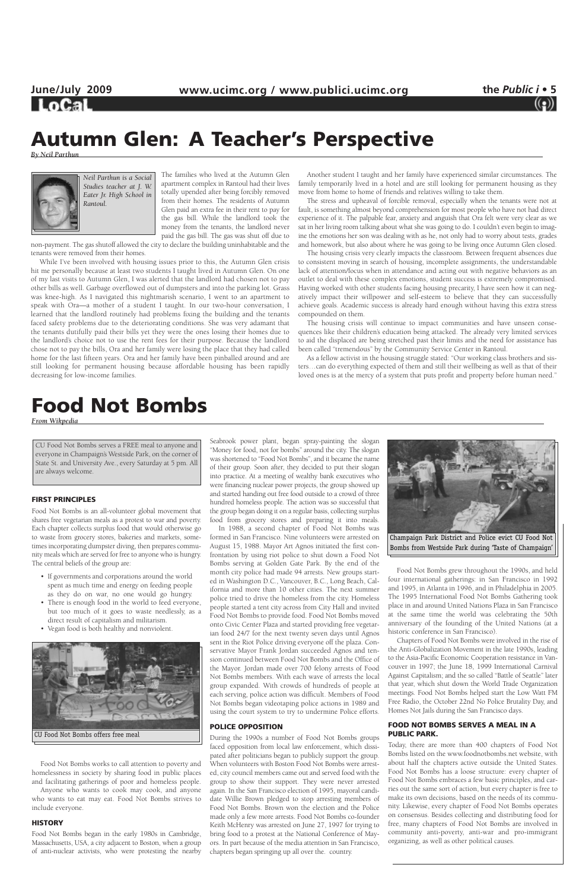# Autumn Glen: A Teacher's Perspective

*By Neil Parthun*

*Neil Parthun is a Social Studies teacher at J. W. Eater Jr. High School in Rantoul.*

The families who lived at the Autumn Glen apartment complex in Rantoul had their lives totally upended after being forcibly removed from their homes. The residents of Autumn Glen paid an extra fee in their rent to pay for the gas bill. While the landlord took the money from the tenants, the landlord never paid the gas bill. The gas was shut off due to non-payment. The gas shutoff allowed the city to declare the building uninhabitable and the tenants were removed from their homes.

While I've been involved with housing issues prior to this, the Autumn Glen crisis hit me personally because at least two students I taught lived in Autumn Glen. On one of my last visits to Autumn Glen, I was alerted that the landlord had chosen not to pay other bills as well. Garbage overflowed out of dumpsters and into the parking lot. Grass was knee-high. As I navigated this nightmarish scenario, I went to an apartment to speak with Ora—a mother of a student I taught. In our two-hour conversation, I learned that the landlord routinely had problems fixing the building and the tenants faced safety problems due to the deteriorating conditions. She was very adamant that the tenants dutifully paid their bills yet they were the ones losing their homes due to the landlord's choice not to use the rent fees for their purpose. Because the landlord chose not to pay the bills, Ora and her family were losing the place that they had called home for the last fifteen years. Ora and her family have been pinballed around and are still looking for permanent housing because affordable housing has been rapidly decreasing for low-income families.

Another student I taught and her family have experienced similar circumstances. The family temporarily lived in a hotel and are still looking for permanent housing as they move from home to home of friends and relatives willing to take them.

The stress and upheaval of forcible removal, especially when the tenants were not at fault, is something almost beyond comprehension for most people who have not had direct experience of it. The palpable fear, anxiety and anguish that Ora felt were very clear as we sat in her living room talking about what she was going to do. I couldn't even begin to imagine the emotions her son was dealing with as he, not only had to worry about tests, grades and homework, but also about where he was going to be living once Autumn Glen closed.

The housing crisis very clearly impacts the classroom. Between frequent absences due to consistent moving in search of housing, incomplete assignments, the understandable lack of attention/focus when in attendance and acting out with negative behaviors as an outlet to deal with these complex emotions, student success is extremely compromised. Having worked with other students facing housing precarity, I have seen how it can negatively impact their willpower and self-esteem to believe that they can successfully achieve goals. Academic success is already hard enough without having this extra stress compounded on them.

The housing crisis will continue to impact communities and have unseen consequences like their children's education being attacked. The already very limited services to aid the displaced are being stretched past their limits and the need for assistance has been called "tremendous" by the Community Service Center in Rantoul.

As a fellow activist in the housing struggle stated: "Our working class brothers and sisters…can do everything expected of them and still their wellbeing as well as that of their loved ones is at the mercy of a system that puts profit and property before human need."

# Food Not Bombs

*From Wikpedia*

CU Food Not Bombs serves a FREE meal to anyone and everyone in Champaign's Westside Park, on the corner of State St. and University Ave., every Saturday at 5 pm. All are always welcome.

### FIRST PRINCIPLES

Food Not Bombs is an all-volunteer global movement that shares free vegetarian meals as a protest to war and poverty. Each chapter collects surplus food that would otherwise go to waste from grocery stores, bakeries and markets, sometimes incorporating dumpster diving, then prepares community meals which are served for free to anyone who is hungry. The central beliefs of the group are:

- If governments and corporations around the world spent as much time and energy on feeding people as they do on war, no one would go hungry.
- There is enough food in the world to feed everyone, but too much of it goes to waste needlessly, as a direct result of capitalism and militarism.
- Vegan food is both healthy and nonviolent.

CU Food Not Bombs offers free meal

Food Not Bombs works to call attention to poverty and homelessness in society by sharing food in public places and facilitating gatherings of poor and homeless people.

Anyone who wants to cook may cook, and anyone who wants to eat may eat. Food Not Bombs strives to include everyone.

### HISTORY

Food Not Bombs began in the early 1980s in Cambridge, Massachusetts, USA, a city adjacent to Boston, when a group of anti-nuclear activists, who were protesting the nearby Seabrook power plant, began spray-painting the slogan "Money for food, not for bombs" around the city. The slogan was shortened to "Food Not Bombs", and it became the name of their group. Soon after, they decided to put their slogan into practice. At a meeting of wealthy bank executives who were financing nuclear power projects, the group showed up and started handing out free food outside to a crowd of three hundred homeless people. The action was so successful that the group began doing it on a regular basis, collecting surplus food from grocery stores and preparing it into meals.

In 1988, a second chapter of Food Not Bombs was formed in San Francisco. Nine volunteers were arrested on August 15, 1988. Mayor Art Agnos initiated the first confrontation by using riot police to shut down a Food Not Bombs serving at Golden Gate Park. By the end of the month city police had made 94 arrests. New groups started in Washington D.C., Vancouver, B.C., Long Beach, California and more than 10 other cities. The next summer police tried to drive the homeless from the city. Homeless people started a tent city across from City Hall and invited Food Not Bombs to provide food. Food Not Bombs moved onto Civic Center Plaza and started providing free vegetarian food 24/7 for the next twenty seven days until Agnos sent in the Riot Police driving everyone off the plaza. Conservative Mayor Frank Jordan succeeded Agnos and tension continued between Food Not Bombs and the Office of the Mayor. Jordan made over 700 felony arrests of Food Not Bombs members. With each wave of arrests the local group expanded. With crowds of hundreds of people at each serving, police action was difficult. Members of Food Not Bombs began videotaping police actions in 1989 and using the court system to try to undermine Police efforts.

### POLICE OPPOSITION

During the 1990s a number of Food Not Bombs groups faced opposition from local law enforcement, which dissipated after politicians began to publicly support the group. When volunteers with Boston Food Not Bombs were arrested, city council members came out and served food with the group to show their support. They were never arrested again. In the San Francisco election of 1995, mayoral candidate Willie Brown pledged to stop arresting members of Food Not Bombs. Brown won the election and the Police made only a few more arrests. Food Not Bombs co-founder Keith McHenry was arrested on June 27, 1997 for trying to bring food to a protest at the National Conference of Mayors. In part because of the media attention in San Francisco, chapters began springing up all over the. country.

Champaign Park District and Police evict CU Food Not Bombs from Westside Park during 'Taste of Champaign'

Food Not Bombs grew throughout the 1990s, and held four international gatherings: in San Francisco in 1992 and 1995, in Atlanta in 1996, and in Philadelphia in 2005. The 1995 International Food Not Bombs Gathering took place in and around United Nations Plaza in San Francisco at the same time the world was celebrating the 50th anniversary of the founding of the United Nations (at a historic conference in San Francisco).

Chapters of Food Not Bombs were involved in the rise of the Anti-Globalization Movement in the late 1990s, leading to the Asia-Pacific Economic Cooperation resistance in Vancouver in 1997; the June 18, 1999 International Carnival Against Capitalism; and the so called "Battle of Seattle" later that year, which shut down the World Trade Organization meetings. Food Not Bombs helped start the Low Watt FM Free Radio, the October 22nd No Police Brutality Day, and Homes Not Jails during the San Francisco days.

### FOOD NOT BOMBS SERVES A MEAL IN A PUBLIC PARK.

Today, there are more than 400 chapters of Food Not Bombs listed on the www.foodnotbombs.net website, with about half the chapters active outside the United States. Food Not Bombs has a loose structure: every chapter of Food Not Bombs embraces a few basic principles, and carries out the same sort of action, but every chapter is free to make its own decisions, based on the needs of its community. Likewise, every chapter of Food Not Bombs operates on consensus. Besides collecting and distributing food for free, many chapters of Food Not Bombs are involved in community anti-poverty, anti-war and pro-immigrant organizing, as well as other political causes.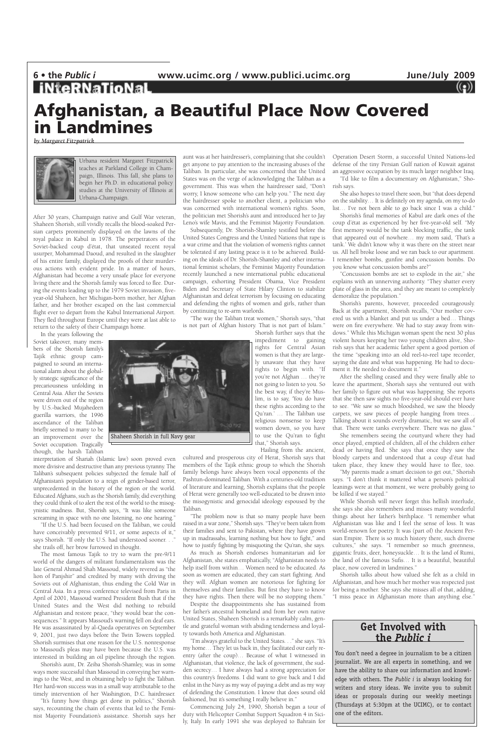# Afghanistan, a Beautiful Place Now Covered in Landmines

*by Margaret Fitzpatrick*

Urbana resident Margaret Fitzpatrick teaches at Parkland College in Champaign, Illinois. This fall, she plans to begin her Ph.D. in educational policy studies at the University of Illinois at Urbana-Champaign.

After 30 years, Champaign native and Gulf War veteran, Shaheen Shorish, still vividly recalls the blood-soaked Persian carpets prominently displayed on the lawns of the royal palace in Kabul in 1978. The perpetrators of the Soviet-backed coup d'état, that unseated recent royal usurper, Mohammad Daoud, and resulted in the slaughter of his entire family, displayed the proofs of their murderous actions with evident pride. In a matter of hours, Afghanistan had become a very unsafe place for everyone living there and the Shorish family was forced to flee. During the events leading up to the 1979 Soviet invasion, five-year-old Shaheen, her Michigan-born mother, her Afghan father, and her brother escaped on the last commercial flight ever to depart from the Kabul International Airport. They fled throughout Europe until they were at last able to return to the safety of their Champaign home.

In the years following the Soviet takeover, many members of the Shorish family's Tajik ethnic group campaigned to sound an international alarm about the globally strategic significance of the precariousness unfolding in Central Asia. After the Soviets were driven out of the region by U.S.-backed Mujahedeen guerilla warriors, the 1996 ascendance of the Taliban briefly seemed to many to be an improvement over the Soviet occupation. Tragically though, the harsh Taliban interpretation of Shariah (Islamic law) soon proved even more divisive and destructive than any previous tyranny. The Taliban's subsequent policies subjected the female half of Afghanistan's population to a reign of gender-based terror, unprecedented in the history of the region or the world. Educated Afghans, such as the Shorish family, did everything they could think of to alert the rest of the world to the misogynistic madness. But, Shorish says, "It was like someone screaming in space with no one listening, no one hearing."

"If the U.S. had been focused on the Taliban, we could have conceivably prevented 9/11, or some aspects of it," says Shorish. "If only the U.S. had understood sooner. . ." she trails off, her brow furrowed in thought.

The most famous Tajik to try to warn the pre-9/11 world of the dangers of militant fundamentalism was the late General Ahmad Shah Massoud, widely revered as "the lion of Panjshir" and credited by many with driving the Soviets out of Afghanistan, thus ending the Cold War in Central Asia. In a press conference televised from Paris in April of 2001, Massoud warned President Bush that if the United States and the West did nothing to rebuild Afghanistan and restore peace, "they would bear the consequences." It appears Massoud's warning fell on deaf ears. He was assassinated by al-Qaeda operatives on September 9, 2001, just two days before the Twin Towers toppled. Shorish surmises that one reason for the U.S. nonresponse to Massoud's pleas may have been because the U.S. was interested in building an oil pipeline through the region.

Shorish's aunt, Dr. Zeiba Shorish-Shamley, was in some ways more successful than Massoud in conveying her warnings to the West, and in obtaining help to fight the Taliban. Her hard-won success was in a small way attributable to the timely intervention of her Washington, D.C. hairdresser.

"It's funny how things get done in politics," Shorish says, recounting the chain of events that led to the Feminist Majority Foundation's assistance. Shorish says her aunt was at her hairdresser's, complaining that she couldn't get anyone to pay attention to the increasing abuses of the Taliban. In particular, she was concerned that the United States was on the verge of acknowledging the Taliban as a government. This was when the hairdresser said, "Don't worry, I know someone who can help you." The next day the hairdresser spoke to another client, a politician who was concerned with international women's rights. Soon, the politician met Shorish's aunt and introduced her to Jay Leno's wife Mavis, and the Feminist Majority Foundation.

Subsequently, Dr. Shorish-Shamley testified before the United States Congress and the United Nations that rape is a war crime and that the violation of women's rights cannot be tolerated if any lasting peace is it to be achieved. Building on the ideals of Dr. Shorish-Shamley and other international feminist scholars, the Feminist Majority Foundation recently launched a new international public educational campaign, exhorting President Obama, Vice President Biden and Secretary of State Hilary Clinton to stabilize Afghanistan and defeat terrorism by focusing on educating and defending the rights of women and girls, rather than by continuing to re-arm warlords.

"The way the Taliban treat women," Shorish says, "that is not part of Afghan history. That is not part of Islam." Shorish further says that the impediment to gaining rights for Central Asian women is that they are largely unaware that they have rights to begin with. "If you're not Afghan … they're not going to listen to you. So the best way, if they're Muslim, is to say, 'You do have these rights according to the Qu'ran.' … The Taliban use religious nonsense to keep women down, so you have to use the Qu'ran to fight that," Shorish says.

Shaheen Shorish in full Navy gear

Hailing from the ancient, cultured and prosperous city of Herat, Shorish says that members of the Tajik ethnic group to which the Shorish family belongs have always been vocal opponents of the Pashtun-dominated Taliban. With a centuries-old tradition of literature and learning, Shorish explains that the people of Herat were generally too well-educated to be drawn into the misogynistic and genocidal ideology espoused by the Taliban.

"The problem now is that so many people have been raised in a war zone," Shorish says. "They've been taken from their families and sent to Pakistan, where they have grown up in madrassahs, learning nothing but how to fight," and how to justify fighting by misquoting the Qu'ran, she says.

As much as Shorish endorses humanitarian aid for Afghanistan, she states emphatically, "Afghanistan needs to help itself from within… Women need to be educated. As soon as women are educated, they can start fighting. And they will. Afghan women are notorious for fighting for themselves and their families. But first they have to know they have rights. Then there will be no stopping them."

Despite the disappointments she has sustained from her father's ancestral homeland and from her own native United States, Shaheen Shorish is a remarkably calm, gentle and grateful woman with abiding tenderness and loyalty towards both America and Afghanistan.

"I'm always grateful to the United States. . ." she says. "It's my home… They let us back in, they facilitated our early reentry (after the coup)… Because of what I witnessed in Afghanistan, that violence, the lack of government, the sudden secrecy… I have always had a strong appreciation for this country's freedoms. I did want to give back and I did enlist in the Navy as my way of paying a debt and as my way of defending the Constitution. I know that does sound old fashioned, but it's something I really believe in."

Commencing July 24, 1990, Shorish began a tour of duty with Helicopter Combat Support Squadron 4 in Sicily, Italy. In early 1991 she was deployed to Bahrain for Operation Desert Storm, a successful United Nations-led defense of the tiny Persian Gulf nation of Kuwait against an aggressive occupation by its much larger neighbor Iraq.

"I'd like to film a documentary on Afghanistan," Shorish says.

She also hopes to travel there soon, but "that does depend on the stability… It is definitely on my agenda, on my to-do list… I've not been able to go back since I was a child."

Shorish's final memories of Kabul are dark ones of the coup d'état as experienced by her five-year-old self. "My first memory would be the tank blocking traffic, the tank that appeared out of nowhere… my mom said, 'That's a tank.' We didn't know why it was there on the street near us. All hell broke loose and we ran back to our apartment. I remember bombs, gunfire and concussion bombs. Do you know what concussion bombs are?"

"Concussion bombs are set to explode in the air," she explains with an unnerving authority. "They shatter every plate of glass in the area, and they are meant to completely demoralize the population."

Shorish's parents, however, proceeded courageously. Back at the apartment, Shorish recalls, "Our mother covered us with a blanket and put us under a bed… Things were on fire everywhere. We had to stay away from windows." While this Michigan woman spent the next 30 plus violent hours keeping her two young children alive, Shorish says that her academic father spent a good portion of the time "speaking into an old reel-to-reel tape recorder, saying the date and what was happening. He had to document it. He needed to document it."

After the shelling ceased and they were finally able to leave the apartment, Shorish says she ventured out with her family to figure out what was happening. She reports that she then saw sights no five-year-old should ever have to see. "We saw so much bloodshed, we saw the bloody carpets, we saw pieces of people hanging from trees… Talking about it sounds overly dramatic, but we saw all of that. There were tanks everywhere. There was no glass."

She remembers seeing the courtyard where they had once played, emptied of children, all of the children either dead or having fled. She says that once they saw the bloody carpets and understood that a coup d'état had taken place, they knew they would have to flee, too.

"My parents made a smart decision to get out," Shorish says. "I don't think it mattered what a person's political leanings were at that moment, we were probably going to be killed if we stayed."

While Shorish will never forget this hellish interlude, she says she also remembers and misses many wonderful things about her father's birthplace. "I remember what Afghanistan was like and I feel the sense of loss. It was world-renown for poetry. It was (part of) the Ancient Persian Empire. There is so much history there, such diverse cultures," she says. "I remember so much greenness, gigantic fruits, deer, honeysuckle… It is the land of Rumi, the land of the famous Sufis… It is a beautiful, beautiful place, now covered in landmines."

Shorish talks about how valued she felt as a child in Afghanistan, and how much her mother was respected just for being a mother. She says she misses all of that, adding, "I miss peace in Afghanistan more than anything else."

## Get Involved with the *Public i*

You don't need a degree in journalism to be a citizen journalist. We are all experts in something, and we have the ability to share our information and knowledge with others. The *Public i* is always looking for writers and story ideas. We invite you to submit ideas or proposals during our weekly meetings (Thursdays at 5:30pm at the UCIMC), or to contact one of the editors.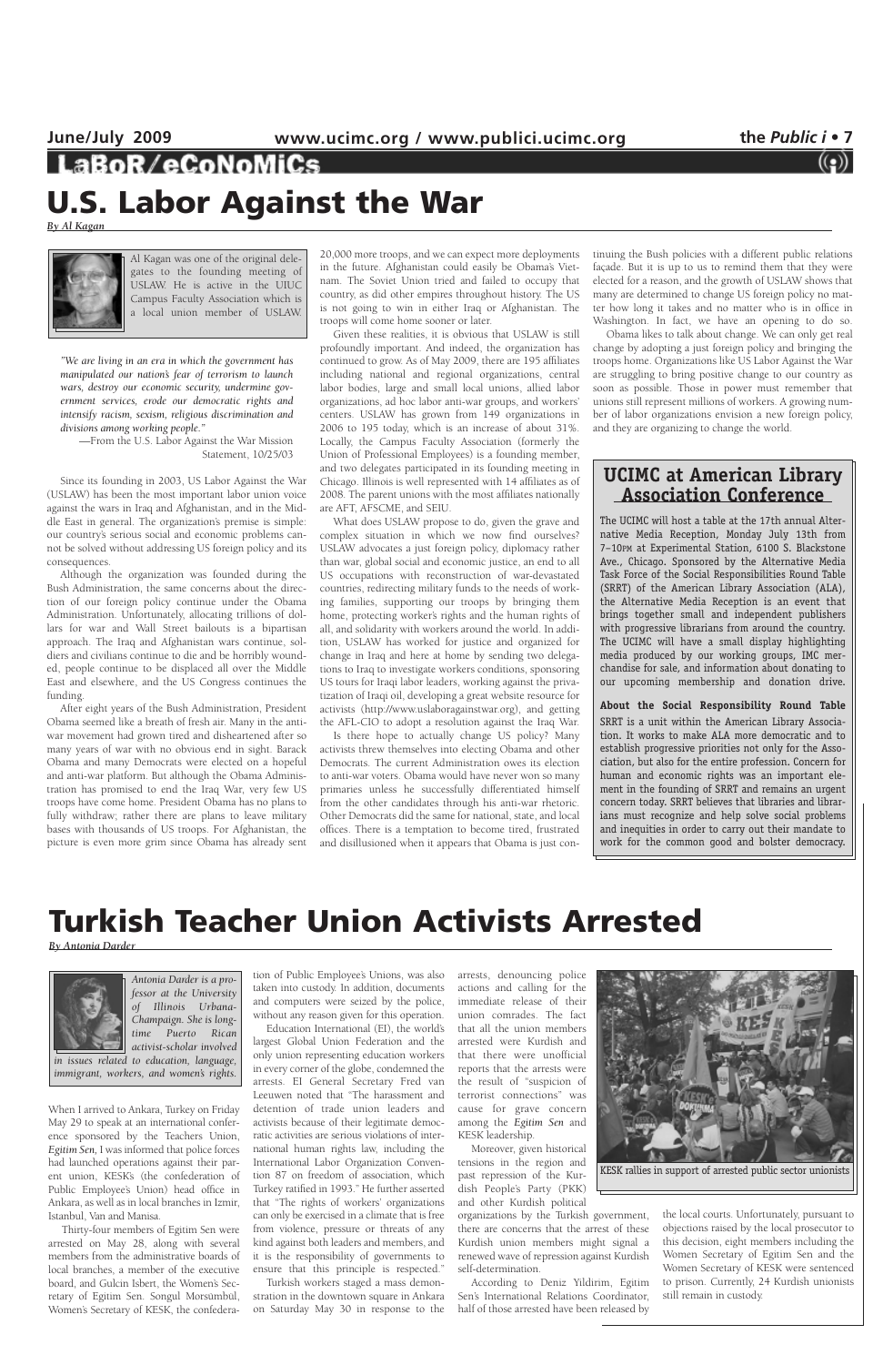## LaBoR/eCoNoMiCs

# U.S. Labor Against the War

*By Al Kagan*

Al Kagan was one of the original delegates to the founding meeting of USLAW. He is active in the UIUC Campus Faculty Association which is a local union member of USLAW.

*"We are living in an era in which the government has manipulated our nation's fear of terrorism to launch wars, destroy our economic security, undermine government services, erode our democratic rights and intensify racism, sexism, religious discrimination and divisions among working people."*

—From the U.S. Labor Against the War Mission Statement, 10/25/03

Since its founding in 2003, US Labor Against the War (USLAW) has been the most important labor union voice against the wars in Iraq and Afghanistan, and in the Middle East in general. The organization's premise is simple: our country's serious social and economic problems cannot be solved without addressing US foreign policy and its consequences.

Although the organization was founded during the Bush Administration, the same concerns about the direction of our foreign policy continue under the Obama Administration. Unfortunately, allocating trillions of dollars for war and Wall Street bailouts is a bipartisan approach. The Iraq and Afghanistan wars continue, soldiers and civilians continue to die and be horribly wounded, people continue to be displaced all over the Middle East and elsewhere, and the US Congress continues the funding.

After eight years of the Bush Administration, President Obama seemed like a breath of fresh air. Many in the antiwar movement had grown tired and disheartened after so many years of war with no obvious end in sight. Barack Obama and many Democrats were elected on a hopeful and anti-war platform. But although the Obama Administration has promised to end the Iraq War, very few US troops have come home. President Obama has no plans to fully withdraw; rather there are plans to leave military bases with thousands of US troops. For Afghanistan, the picture is even more grim since Obama has already sent 20,000 more troops, and we can expect more deployments in the future. Afghanistan could easily be Obama's Vietnam. The Soviet Union tried and failed to occupy that country, as did other empires throughout history. The US is not going to win in either Iraq or Afghanistan. The troops will come home sooner or later.

Given these realities, it is obvious that USLAW is still profoundly important. And indeed, the organization has continued to grow. As of May 2009, there are 195 affiliates including national and regional organizations, central labor bodies, large and small local unions, allied labor organizations, ad hoc labor anti-war groups, and workers' centers. USLAW has grown from 149 organizations in 2006 to 195 today, which is an increase of about 31%. Locally, the Campus Faculty Association (formerly the Union of Professional Employees) is a founding member, and two delegates participated in its founding meeting in Chicago. Illinois is well represented with 14 affiliates as of 2008. The parent unions with the most affiliates nationally are AFT, AFSCME, and SEIU.

What does USLAW propose to do, given the grave and complex situation in which we now find ourselves? USLAW advocates a just foreign policy, diplomacy rather than war, global social and economic justice, an end to all US occupations with reconstruction of war-devastated countries, redirecting military funds to the needs of working families, supporting our troops by bringing them home, protecting worker's rights and the human rights of all, and solidarity with workers around the world. In addition, USLAW has worked for justice and organized for change in Iraq and here at home by sending two delegations to Iraq to investigate workers conditions, sponsoring US tours for Iraqi labor leaders, working against the privatization of Iraqi oil, developing a great website resource for activists (http://www.uslaboragainstwar.org), and getting the AFL-CIO to adopt a resolution against the Iraq War.

Is there hope to actually change US policy? Many activists threw themselves into electing Obama and other Democrats. The current Administration owes its election to anti-war voters. Obama would have never won so many primaries unless he successfully differentiated himself from the other candidates through his anti-war rhetoric. Other Democrats did the same for national, state, and local offices. There is a temptation to become tired, frustrated and disillusioned when it appears that Obama is just continuing the Bush policies with a different public relations façade. But it is up to us to remind them that they were elected for a reason, and the growth of USLAW shows that many are determined to change US foreign policy no matter how long it takes and no matter who is in office in Washington. In fact, we have an opening to do so.

Obama likes to talk about change. We can only get real change by adopting a just foreign policy and bringing the troops home. Organizations like US Labor Against the War are struggling to bring positive change to our country as soon as possible. Those in power must remember that unions still represent millions of workers. A growing number of labor organizations envision a new foreign policy, and they are organizing to change the world.

## UCIMC at American Library Association Conference

The UCIMC will host a table at the 17th annual Alternative Media Reception, Monday July 13th from 7–10PM at Experimental Station, 6100 S. Blackstone Ave., Chicago. Sponsored by the Alternative Media Task Force of the Social Responsibilities Round Table (SRRT) of the American Library Association (ALA), the Alternative Media Reception is an event that brings together small and independent publishers with progressive librarians from around the country. The UCIMC will have a small display highlighting media produced by our working groups, IMC merchandise for sale, and information about donating to our upcoming membership and donation drive.

**About the Social Responsibility Round Table**

SRRT is a unit within the American Library Association. It works to make ALA more democratic and to establish progressive priorities not only for the Association, but also for the entire profession. Concern for human and economic rights was an important element in the founding of SRRT and remains an urgent concern today. SRRT believes that libraries and librarians must recognize and help solve social problems and inequities in order to carry out their mandate to work for the common good and bolster democracy.

# Turkish Teacher Union Activists Arrested

*By Antonia Darder*

*Antonia Darder is a professor at the University of Illinois Urbana-Champaign. She is longtime Puerto Rican activist-scholar involved in issues related to education, language, immigrant, workers, and women's rights.*

When I arrived to Ankara, Turkey on Friday May 29 to speak at an international conference sponsored by the Teachers Union, *Egitim Sen,* I was informed that police forces had launched operations against their parent union, KESK's (the confederation of Public Employee's Union) head office in Ankara, as well as in local branches in Izmir, Istanbul, Van and Manisa.

Thirty-four members of Egitim Sen were arrested on May 28, along with several members from the administrative boards of local branches, a member of the executive board, and Gulcin Isbert, the Women's Secretary of Egitim Sen. Songul Morsümbül, Women's Secretary of KESK, the confederation of Public Employee's Unions, was also taken into custody. In addition, documents and computers were seized by the police, without any reason given for this operation.

Education International (EI), the world's largest Global Union Federation and the only union representing education workers in every corner of the globe, condemned the arrests. EI General Secretary Fred van Leeuwen noted that "The harassment and detention of trade union leaders and activists because of their legitimate democratic activities are serious violations of international human rights law, including the International Labor Organization Convention 87 on freedom of association, which Turkey ratified in 1993." He further asserted that "The rights of workers' organizations can only be exercised in a climate that is free from violence, pressure or threats of any kind against both leaders and members, and it is the responsibility of governments to ensure that this principle is respected."

Turkish workers staged a mass demonstration in the downtown square in Ankara on Saturday May 30 in response to the arrests, denouncing police actions and calling for the immediate release of their union comrades. The fact that all the union members arrested were Kurdish and that there were unofficial reports that the arrests were the result of "suspicion of terrorist connections" was cause for grave concern among the *Egitim Sen* and KESK leadership.

Moreover, given historical tensions in the region and past repression of the Kurdish People's Party (PKK) and other Kurdish political organizations by the Turkish government, there are concerns that the arrest of these Kurdish union members might signal a renewed wave of repression against Kurdish self-determination.

According to Deniz Yildirim, Egitim Sen's International Relations Coordinator, half of those arrested have been released by the local courts. Unfortunately, pursuant to objections raised by the local prosecutor to this decision, eight members including the Women Secretary of Egitim Sen and the Women Secretary of KESK were sentenced to prison. Currently, 24 Kurdish unionists still remain in custody.

KESK rallies in support of arrested public sector unionists